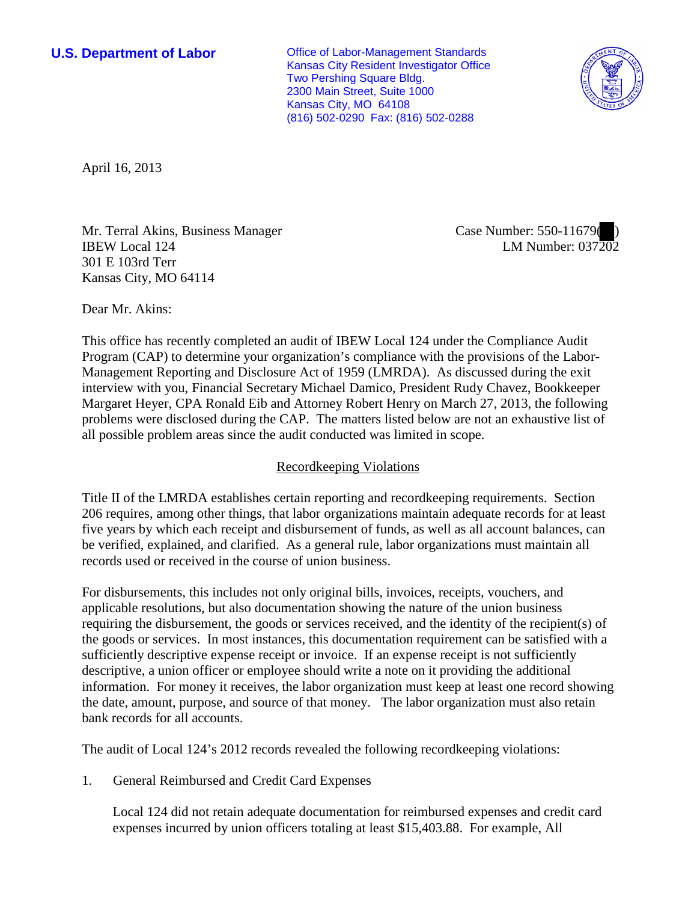**U.S. Department of Labor**

Office of Labor-Management Standards
Kansas City Resident Investigator Office
Two Pershing Square Bldg.
2300 Main Street, Suite 1000
Kansas City, MO 64108
(816) 502-0290 Fax: (816) 502-0288

April 16, 2013

Mr. Terral Akins, Business Manager
IBEW Local 124
301 E 103rd Terr
Kansas City, MO 64114

Case Number: 550-11679( )
LM Number: 037202

Dear Mr. Akins:

This office has recently completed an audit of IBEW Local 124 under the Compliance Audit Program (CAP) to determine your organization's compliance with the provisions of the Labor-Management Reporting and Disclosure Act of 1959 (LMRDA). As discussed during the exit interview with you, Financial Secretary Michael Damico, President Rudy Chavez, Bookkeeper Margaret Heyer, CPA Ronald Eib and Attorney Robert Henry on March 27, 2013, the following problems were disclosed during the CAP. The matters listed below are not an exhaustive list of all possible problem areas since the audit conducted was limited in scope.

## Recordkeeping Violations

Title II of the LMRDA establishes certain reporting and recordkeeping requirements. Section 206 requires, among other things, that labor organizations maintain adequate records for at least five years by which each receipt and disbursement of funds, as well as all account balances, can be verified, explained, and clarified. As a general rule, labor organizations must maintain all records used or received in the course of union business.

For disbursements, this includes not only original bills, invoices, receipts, vouchers, and applicable resolutions, but also documentation showing the nature of the union business requiring the disbursement, the goods or services received, and the identity of the recipient(s) of the goods or services. In most instances, this documentation requirement can be satisfied with a sufficiently descriptive expense receipt or invoice. If an expense receipt is not sufficiently descriptive, a union officer or employee should write a note on it providing the additional information. For money it receives, the labor organization must keep at least one record showing the date, amount, purpose, and source of that money. The labor organization must also retain bank records for all accounts.

The audit of Local 124's 2012 records revealed the following recordkeeping violations:

1. General Reimbursed and Credit Card Expenses

   Local 124 did not retain adequate documentation for reimbursed expenses and credit card expenses incurred by union officers totaling at least $15,403.88. For example, All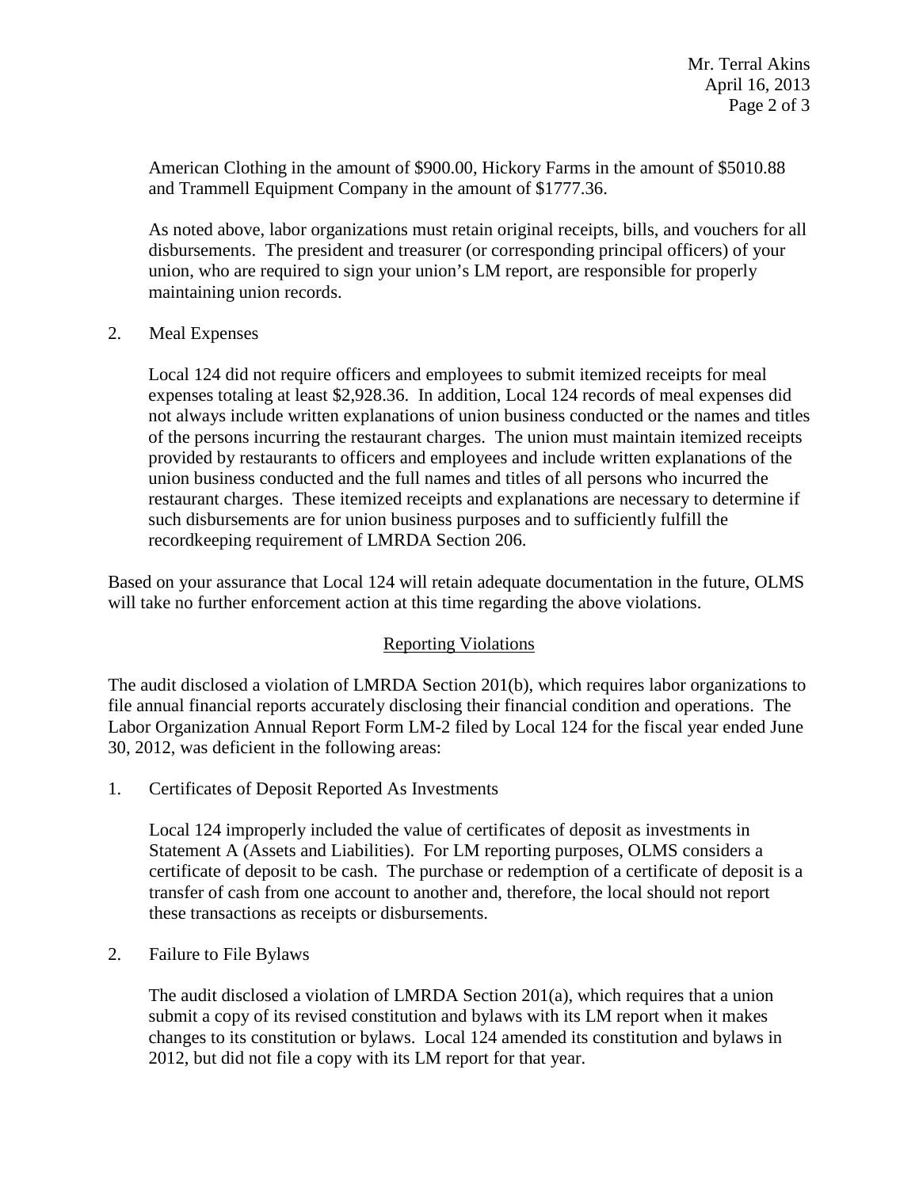American Clothing in the amount of $900.00, Hickory Farms in the amount of $5010.88 and Trammell Equipment Company in the amount of $1777.36.

As noted above, labor organizations must retain original receipts, bills, and vouchers for all disbursements. The president and treasurer (or corresponding principal officers) of your union, who are required to sign your union's LM report, are responsible for properly maintaining union records.

2. Meal Expenses

   Local 124 did not require officers and employees to submit itemized receipts for meal expenses totaling at least $2,928.36. In addition, Local 124 records of meal expenses did not always include written explanations of union business conducted or the names and titles of the persons incurring the restaurant charges. The union must maintain itemized receipts provided by restaurants to officers and employees and include written explanations of the union business conducted and the full names and titles of all persons who incurred the restaurant charges. These itemized receipts and explanations are necessary to determine if such disbursements are for union business purposes and to sufficiently fulfill the recordkeeping requirement of LMRDA Section 206.

Based on your assurance that Local 124 will retain adequate documentation in the future, OLMS will take no further enforcement action at this time regarding the above violations.

## Reporting Violations

The audit disclosed a violation of LMRDA Section 201(b), which requires labor organizations to file annual financial reports accurately disclosing their financial condition and operations. The Labor Organization Annual Report Form LM-2 filed by Local 124 for the fiscal year ended June 30, 2012, was deficient in the following areas:

1. Certificates of Deposit Reported As Investments

   Local 124 improperly included the value of certificates of deposit as investments in Statement A (Assets and Liabilities). For LM reporting purposes, OLMS considers a certificate of deposit to be cash. The purchase or redemption of a certificate of deposit is a transfer of cash from one account to another and, therefore, the local should not report these transactions as receipts or disbursements.

2. Failure to File Bylaws

   The audit disclosed a violation of LMRDA Section 201(a), which requires that a union submit a copy of its revised constitution and bylaws with its LM report when it makes changes to its constitution or bylaws. Local 124 amended its constitution and bylaws in 2012, but did not file a copy with its LM report for that year.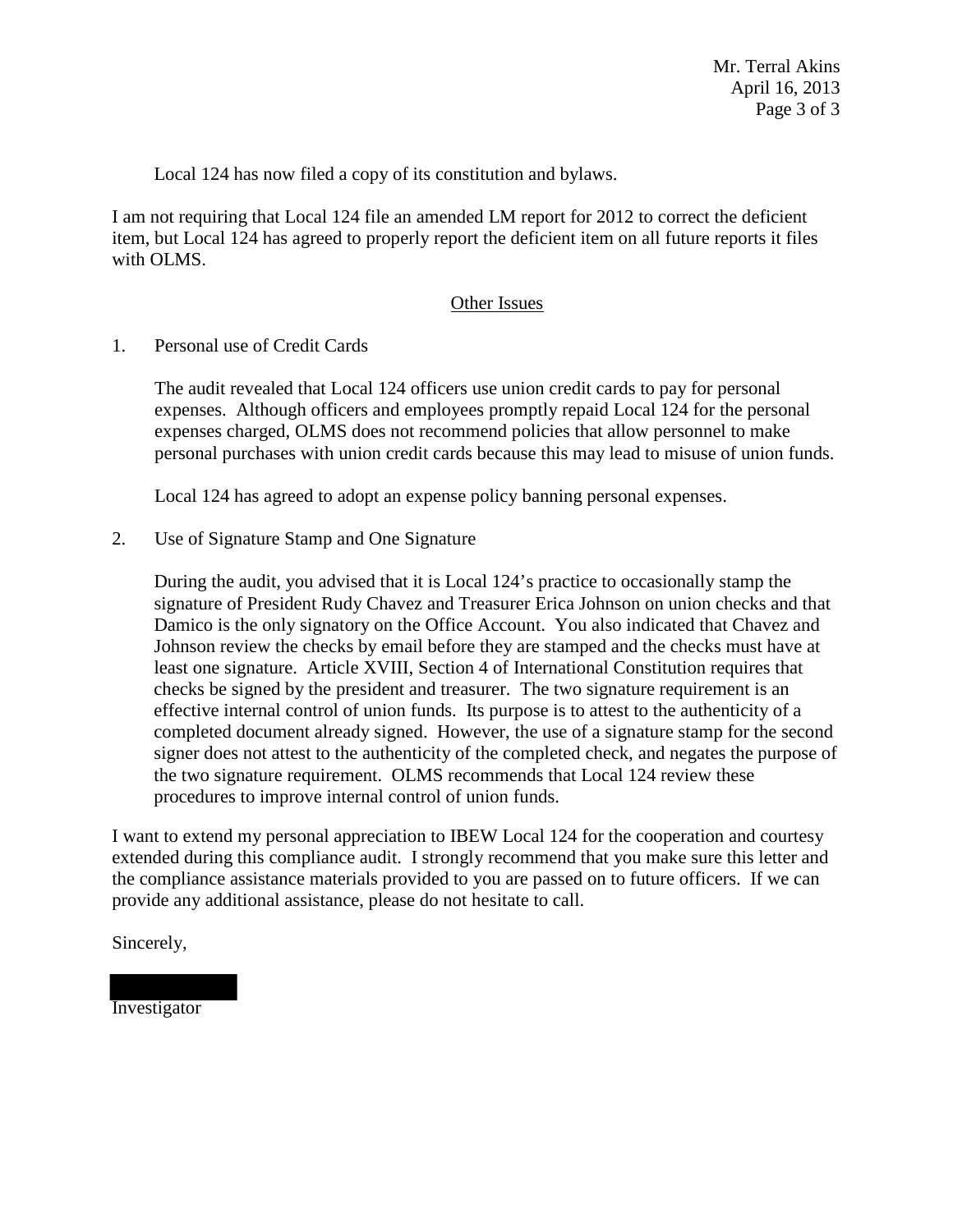Local 124 has now filed a copy of its constitution and bylaws.

I am not requiring that Local 124 file an amended LM report for 2012 to correct the deficient item, but Local 124 has agreed to properly report the deficient item on all future reports it files with OLMS.

<u>Other Issues</u>

1. Personal use of Credit Cards

   The audit revealed that Local 124 officers use union credit cards to pay for personal expenses. Although officers and employees promptly repaid Local 124 for the personal expenses charged, OLMS does not recommend policies that allow personnel to make personal purchases with union credit cards because this may lead to misuse of union funds.

   Local 124 has agreed to adopt an expense policy banning personal expenses.

2. Use of Signature Stamp and One Signature

   During the audit, you advised that it is Local 124's practice to occasionally stamp the signature of President Rudy Chavez and Treasurer Erica Johnson on union checks and that Damico is the only signatory on the Office Account. You also indicated that Chavez and Johnson review the checks by email before they are stamped and the checks must have at least one signature. Article XVIII, Section 4 of International Constitution requires that checks be signed by the president and treasurer. The two signature requirement is an effective internal control of union funds. Its purpose is to attest to the authenticity of a completed document already signed. However, the use of a signature stamp for the second signer does not attest to the authenticity of the completed check, and negates the purpose of the two signature requirement. OLMS recommends that Local 124 review these procedures to improve internal control of union funds.

I want to extend my personal appreciation to IBEW Local 124 for the cooperation and courtesy extended during this compliance audit. I strongly recommend that you make sure this letter and the compliance assistance materials provided to you are passed on to future officers. If we can provide any additional assistance, please do not hesitate to call.

Sincerely,

Investigator